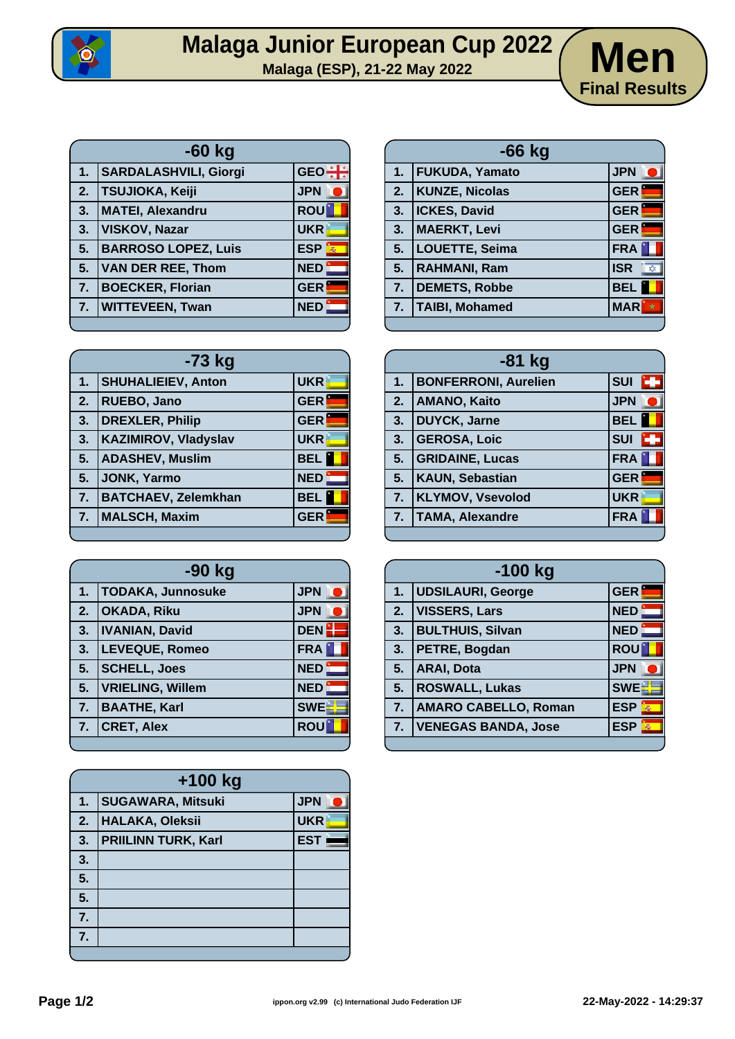# Malaga Junior European Cup 2022

Malaga (ESP), 21-22 May 2022

## Men

Final Results

### -60 kg

| Place | Name | Country |
|---|---|---|
| 1. | SARDALASHVILI, Giorgi | GEO |
| 2. | TSUJIOKA, Keiji | JPN |
| 3. | MATEI, Alexandru | ROU |
| 3. | VISKOV, Nazar | UKR |
| 5. | BARROSO LOPEZ, Luis | ESP |
| 5. | VAN DER REE, Thom | NED |
| 7. | BOECKER, Florian | GER |
| 7. | WITTEVEEN, Twan | NED |

### -66 kg

| Place | Name | Country |
|---|---|---|
| 1. | FUKUDA, Yamato | JPN |
| 2. | KUNZE, Nicolas | GER |
| 3. | ICKES, David | GER |
| 3. | MAERKT, Levi | GER |
| 5. | LOUETTE, Seima | FRA |
| 5. | RAHMANI, Ram | ISR |
| 7. | DEMETS, Robbe | BEL |
| 7. | TAIBI, Mohamed | MAR |

### -73 kg

| Place | Name | Country |
|---|---|---|
| 1. | SHUHALIEIEV, Anton | UKR |
| 2. | RUEBO, Jano | GER |
| 3. | DREXLER, Philip | GER |
| 3. | KAZIMIROV, Vladyslav | UKR |
| 5. | ADASHEV, Muslim | BEL |
| 5. | JONK, Yarmo | NED |
| 7. | BATCHAEV, Zelemkhan | BEL |
| 7. | MALSCH, Maxim | GER |

### -81 kg

| Place | Name | Country |
|---|---|---|
| 1. | BONFERRONI, Aurelien | SUI |
| 2. | AMANO, Kaito | JPN |
| 3. | DUYCK, Jarne | BEL |
| 3. | GEROSA, Loic | SUI |
| 5. | GRIDAINE, Lucas | FRA |
| 5. | KAUN, Sebastian | GER |
| 7. | KLYMOV, Vsevolod | UKR |
| 7. | TAMA, Alexandre | FRA |

### -90 kg

| Place | Name | Country |
|---|---|---|
| 1. | TODAKA, Junnosuke | JPN |
| 2. | OKADA, Riku | JPN |
| 3. | IVANIAN, David | DEN |
| 3. | LEVEQUE, Romeo | FRA |
| 5. | SCHELL, Joes | NED |
| 5. | VRIELING, Willem | NED |
| 7. | BAATHE, Karl | SWE |
| 7. | CRET, Alex | ROU |

### -100 kg

| Place | Name | Country |
|---|---|---|
| 1. | UDSILAURI, George | GER |
| 2. | VISSERS, Lars | NED |
| 3. | BULTHUIS, Silvan | NED |
| 3. | PETRE, Bogdan | ROU |
| 5. | ARAI, Dota | JPN |
| 5. | ROSWALL, Lukas | SWE |
| 7. | AMARO CABELLO, Roman | ESP |
| 7. | VENEGAS BANDA, Jose | ESP |

### +100 kg

| Place | Name | Country |
|---|---|---|
| 1. | SUGAWARA, Mitsuki | JPN |
| 2. | HALAKA, Oleksii | UKR |
| 3. | PRIILINN TURK, Karl | EST |
| 3. | | |
| 5. | | |
| 5. | | |
| 7. | | |
| 7. | | |

ippon.org v2.99 (c) International Judo Federation IJF

22-May-2022 - 14:29:37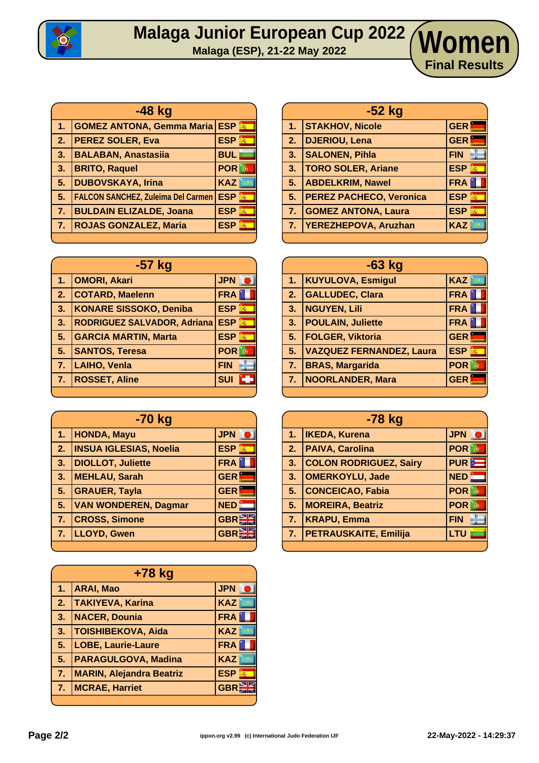# Malaga Junior European Cup 2022

Malaga (ESP), 21-22 May 2022

## Women

### Final Results

### -48 kg

| | | |
|---|---|---|
| 1. | GOMEZ ANTONA, Gemma Maria | ESP |
| 2. | PEREZ SOLER, Eva | ESP |
| 3. | BALABAN, Anastasiia | BUL |
| 3. | BRITO, Raquel | POR |
| 5. | DUBOVSKAYA, Irina | KAZ |
| 5. | FALCON SANCHEZ, Zuleima Del Carmen | ESP |
| 7. | BULDAIN ELIZALDE, Joana | ESP |
| 7. | ROJAS GONZALEZ, Maria | ESP |

### -52 kg

| | | |
|---|---|---|
| 1. | STAKHOV, Nicole | GER |
| 2. | DJERIOU, Lena | GER |
| 3. | SALONEN, Pihla | FIN |
| 3. | TORO SOLER, Ariane | ESP |
| 5. | ABDELKRIM, Nawel | FRA |
| 5. | PEREZ PACHECO, Veronica | ESP |
| 7. | GOMEZ ANTONA, Laura | ESP |
| 7. | YEREZHEPOVA, Aruzhan | KAZ |

### -57 kg

| | | |
|---|---|---|
| 1. | OMORI, Akari | JPN |
| 2. | COTARD, Maelenn | FRA |
| 3. | KONARE SISSOKO, Deniba | ESP |
| 3. | RODRIGUEZ SALVADOR, Adriana | ESP |
| 5. | GARCIA MARTIN, Marta | ESP |
| 5. | SANTOS, Teresa | POR |
| 7. | LAIHO, Venla | FIN |
| 7. | ROSSET, Aline | SUI |

### -63 kg

| | | |
|---|---|---|
| 1. | KUYULOVA, Esmigul | KAZ |
| 2. | GALLUDEC, Clara | FRA |
| 3. | NGUYEN, Lili | FRA |
| 3. | POULAIN, Juliette | FRA |
| 5. | FOLGER, Viktoria | GER |
| 5. | VAZQUEZ FERNANDEZ, Laura | ESP |
| 7. | BRAS, Margarida | POR |
| 7. | NOORLANDER, Mara | GER |

### -70 kg

| | | |
|---|---|---|
| 1. | HONDA, Mayu | JPN |
| 2. | INSUA IGLESIAS, Noelia | ESP |
| 3. | DIOLLOT, Juliette | FRA |
| 3. | MEHLAU, Sarah | GER |
| 5. | GRAUER, Tayla | GER |
| 5. | VAN WONDEREN, Dagmar | NED |
| 7. | CROSS, Simone | GBR |
| 7. | LLOYD, Gwen | GBR |

### -78 kg

| | | |
|---|---|---|
| 1. | IKEDA, Kurena | JPN |
| 2. | PAIVA, Carolina | POR |
| 3. | COLON RODRIGUEZ, Sairy | PUR |
| 3. | OMERKOYLU, Jade | NED |
| 5. | CONCEICAO, Fabia | POR |
| 5. | MOREIRA, Beatriz | POR |
| 7. | KRAPU, Emma | FIN |
| 7. | PETRAUSKAITE, Emilija | LTU |

### +78 kg

| | | |
|---|---|---|
| 1. | ARAI, Mao | JPN |
| 2. | TAKIYEVA, Karina | KAZ |
| 3. | NACER, Dounia | FRA |
| 3. | TOISHIBEKOVA, Aida | KAZ |
| 5. | LOBE, Laurie-Laure | FRA |
| 5. | PARAGULGOVA, Madina | KAZ |
| 7. | MARIN, Alejandra Beatriz | ESP |
| 7. | MCRAE, Harriet | GBR |

ippon.org v2.99 (c) International Judo Federation IJF

22-May-2022 - 14:29:37